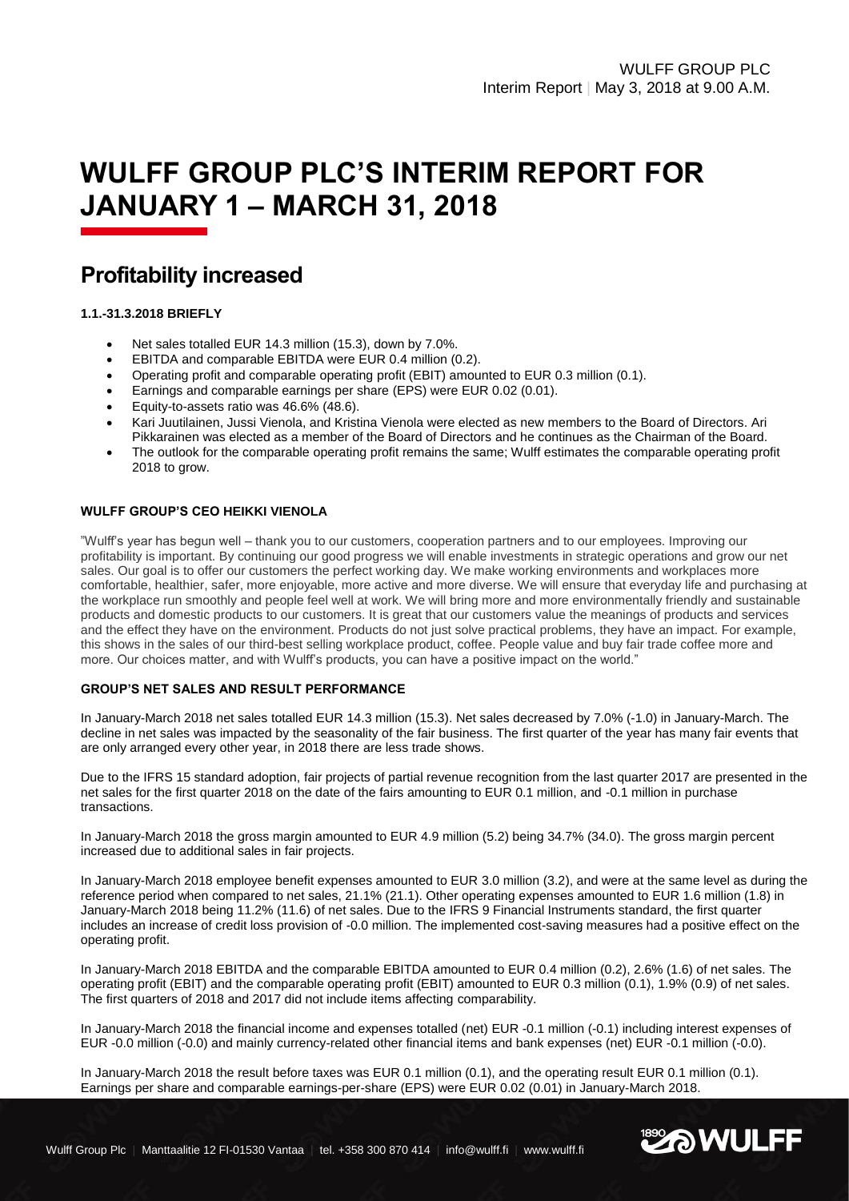# WULFF GROUP PLC'S INTERIM REPORT FOR JANUARY 1 – MARCH 31, 2018

## Profitability increased

### 1.1.-31.3.2018 BRIEFLY

- Net sales totalled EUR 14.3 million (15.3), down by 7.0%.
- EBITDA and comparable EBITDA were EUR 0.4 million (0.2).
- Operating profit and comparable operating profit (EBIT) amounted to EUR 0.3 million (0.1).
- Earnings and comparable earnings per share (EPS) were EUR 0.02 (0.01).
- Equity-to-assets ratio was 46.6% (48.6).
- Kari Juutilainen, Jussi Vienola, and Kristina Vienola were elected as new members to the Board of Directors. Ari Pikkarainen was elected as a member of the Board of Directors and he continues as the Chairman of the Board.
- The outlook for the comparable operating profit remains the same; Wulff estimates the comparable operating profit 2018 to grow.

### WULFF GROUP'S CEO HEIKKI VIENOLA

"Wulff's year has begun well – thank you to our customers, cooperation partners and to our employees. Improving our profitability is important. By continuing our good progress we will enable investments in strategic operations and grow our net sales. Our goal is to offer our customers the perfect working day. We make working environments and workplaces more comfortable, healthier, safer, more enjoyable, more active and more diverse. We will ensure that everyday life and purchasing at the workplace run smoothly and people feel well at work. We will bring more and more environmentally friendly and sustainable products and domestic products to our customers. It is great that our customers value the meanings of products and services and the effect they have on the environment. Products do not just solve practical problems, they have an impact. For example, this shows in the sales of our third-best selling workplace product, coffee. People value and buy fair trade coffee more and more. Our choices matter, and with Wulff's products, you can have a positive impact on the world."

### GROUP'S NET SALES AND RESULT PERFORMANCE

In January-March 2018 net sales totalled EUR 14.3 million (15.3). Net sales decreased by 7.0% (-1.0) in January-March. The decline in net sales was impacted by the seasonality of the fair business. The first quarter of the year has many fair events that are only arranged every other year, in 2018 there are less trade shows.

Due to the IFRS 15 standard adoption, fair projects of partial revenue recognition from the last quarter 2017 are presented in the net sales for the first quarter 2018 on the date of the fairs amounting to EUR 0.1 million, and -0.1 million in purchase transactions.

In January-March 2018 the gross margin amounted to EUR 4.9 million (5.2) being 34.7% (34.0). The gross margin percent increased due to additional sales in fair projects.

In January-March 2018 employee benefit expenses amounted to EUR 3.0 million (3.2), and were at the same level as during the reference period when compared to net sales, 21.1% (21.1). Other operating expenses amounted to EUR 1.6 million (1.8) in January-March 2018 being 11.2% (11.6) of net sales. Due to the IFRS 9 Financial Instruments standard, the first quarter includes an increase of credit loss provision of -0.0 million. The implemented cost-saving measures had a positive effect on the operating profit.

In January-March 2018 EBITDA and the comparable EBITDA amounted to EUR 0.4 million (0.2), 2.6% (1.6) of net sales. The operating profit (EBIT) and the comparable operating profit (EBIT) amounted to EUR 0.3 million (0.1), 1.9% (0.9) of net sales. The first quarters of 2018 and 2017 did not include items affecting comparability.

In January-March 2018 the financial income and expenses totalled (net) EUR -0.1 million (-0.1) including interest expenses of EUR -0.0 million (-0.0) and mainly currency-related other financial items and bank expenses (net) EUR -0.1 million (-0.0).

In January-March 2018 the result before taxes was EUR 0.1 million (0.1), and the operating result EUR 0.1 million (0.1). Earnings per share and comparable earnings-per-share (EPS) were EUR 0.02 (0.01) in January-March 2018.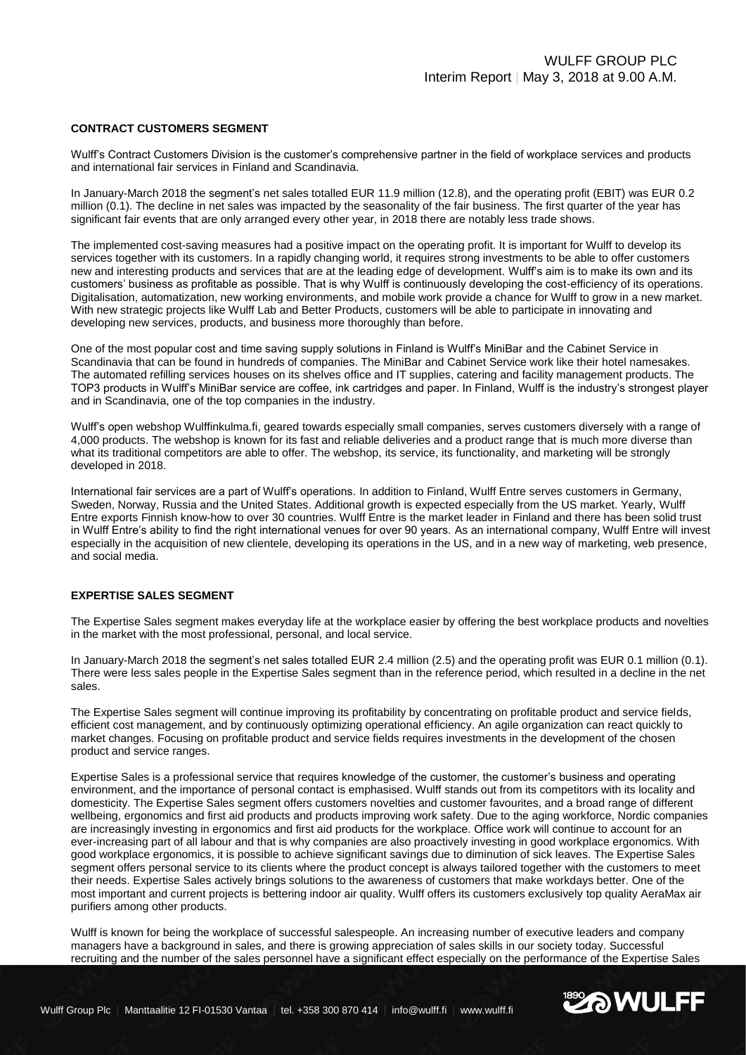**CONTRACT CUSTOMERS SEGMENT**

Wulff's Contract Customers Division is the customer's comprehensive partner in the field of workplace services and products and international fair services in Finland and Scandinavia.

In January-March 2018 the segment's net sales totalled EUR 11.9 million (12.8), and the operating profit (EBIT) was EUR 0.2 million (0.1). The decline in net sales was impacted by the seasonality of the fair business. The first quarter of the year has significant fair events that are only arranged every other year, in 2018 there are notably less trade shows.

The implemented cost-saving measures had a positive impact on the operating profit. It is important for Wulff to develop its services together with its customers. In a rapidly changing world, it requires strong investments to be able to offer customers new and interesting products and services that are at the leading edge of development. Wulff's aim is to make its own and its customers' business as profitable as possible. That is why Wulff is continuously developing the cost-efficiency of its operations. Digitalisation, automatization, new working environments, and mobile work provide a chance for Wulff to grow in a new market. With new strategic projects like Wulff Lab and Better Products, customers will be able to participate in innovating and developing new services, products, and business more thoroughly than before.

One of the most popular cost and time saving supply solutions in Finland is Wulff's MiniBar and the Cabinet Service in Scandinavia that can be found in hundreds of companies. The MiniBar and Cabinet Service work like their hotel namesakes. The automated refilling services houses on its shelves office and IT supplies, catering and facility management products. The TOP3 products in Wulff's MiniBar service are coffee, ink cartridges and paper. In Finland, Wulff is the industry's strongest player and in Scandinavia, one of the top companies in the industry.

Wulff's open webshop Wulffinkulma.fi, geared towards especially small companies, serves customers diversely with a range of 4,000 products. The webshop is known for its fast and reliable deliveries and a product range that is much more diverse than what its traditional competitors are able to offer. The webshop, its service, its functionality, and marketing will be strongly developed in 2018.

International fair services are a part of Wulff's operations. In addition to Finland, Wulff Entre serves customers in Germany, Sweden, Norway, Russia and the United States. Additional growth is expected especially from the US market. Yearly, Wulff Entre exports Finnish know-how to over 30 countries. Wulff Entre is the market leader in Finland and there has been solid trust in Wulff Entre's ability to find the right international venues for over 90 years. As an international company, Wulff Entre will invest especially in the acquisition of new clientele, developing its operations in the US, and in a new way of marketing, web presence, and social media.

**EXPERTISE SALES SEGMENT**

The Expertise Sales segment makes everyday life at the workplace easier by offering the best workplace products and novelties in the market with the most professional, personal, and local service.

In January-March 2018 the segment's net sales totalled EUR 2.4 million (2.5) and the operating profit was EUR 0.1 million (0.1). There were less sales people in the Expertise Sales segment than in the reference period, which resulted in a decline in the net sales.

The Expertise Sales segment will continue improving its profitability by concentrating on profitable product and service fields, efficient cost management, and by continuously optimizing operational efficiency. An agile organization can react quickly to market changes. Focusing on profitable product and service fields requires investments in the development of the chosen product and service ranges.

Expertise Sales is a professional service that requires knowledge of the customer, the customer's business and operating environment, and the importance of personal contact is emphasised. Wulff stands out from its competitors with its locality and domesticity. The Expertise Sales segment offers customers novelties and customer favourites, and a broad range of different wellbeing, ergonomics and first aid products and products improving work safety. Due to the aging workforce, Nordic companies are increasingly investing in ergonomics and first aid products for the workplace. Office work will continue to account for an ever-increasing part of all labour and that is why companies are also proactively investing in good workplace ergonomics. With good workplace ergonomics, it is possible to achieve significant savings due to diminution of sick leaves. The Expertise Sales segment offers personal service to its clients where the product concept is always tailored together with the customers to meet their needs. Expertise Sales actively brings solutions to the awareness of customers that make workdays better. One of the most important and current projects is bettering indoor air quality. Wulff offers its customers exclusively top quality AeraMax air purifiers among other products.

Wulff is known for being the workplace of successful salespeople. An increasing number of executive leaders and company managers have a background in sales, and there is growing appreciation of sales skills in our society today. Successful recruiting and the number of the sales personnel have a significant effect especially on the performance of the Expertise Sales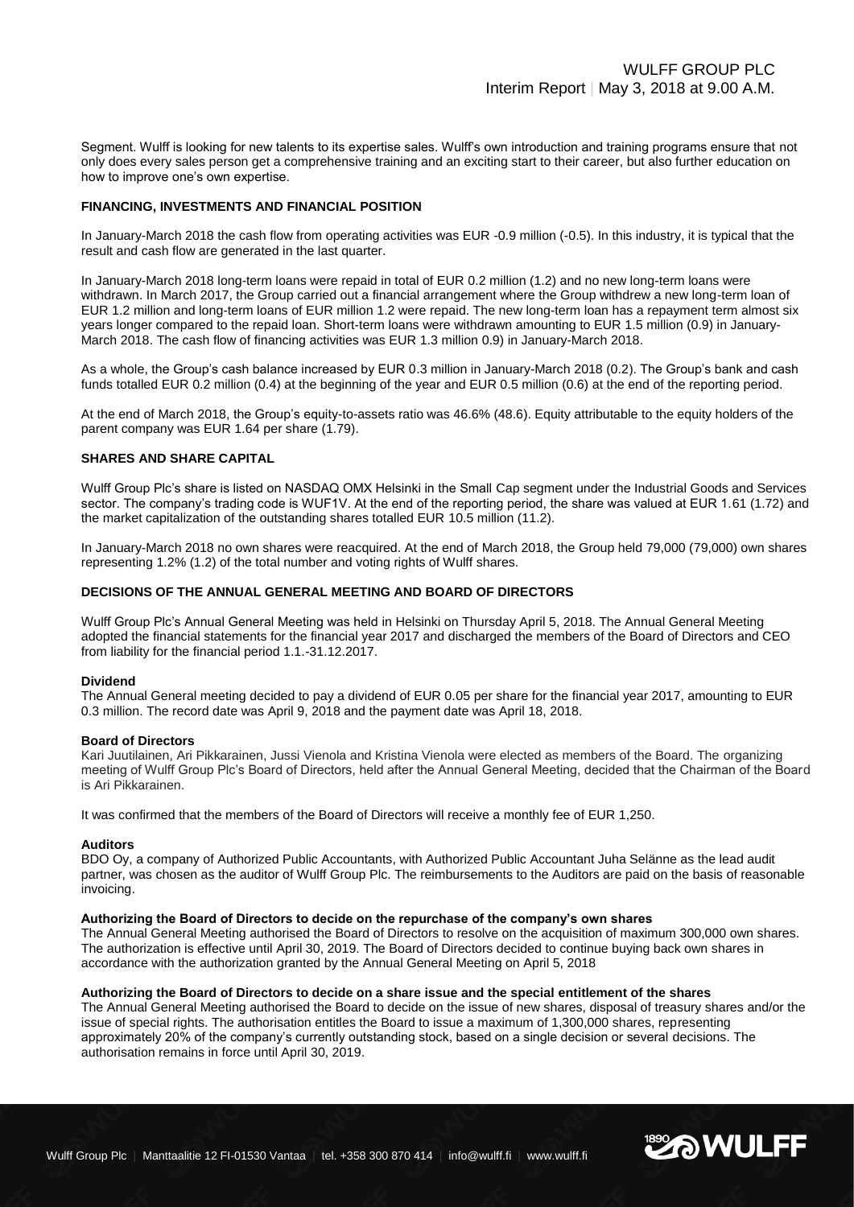Segment. Wulff is looking for new talents to its expertise sales. Wulff's own introduction and training programs ensure that not only does every sales person get a comprehensive training and an exciting start to their career, but also further education on how to improve one's own expertise.

## FINANCING, INVESTMENTS AND FINANCIAL POSITION

In January-March 2018 the cash flow from operating activities was EUR -0.9 million (-0.5). In this industry, it is typical that the result and cash flow are generated in the last quarter.

In January-March 2018 long-term loans were repaid in total of EUR 0.2 million (1.2) and no new long-term loans were withdrawn. In March 2017, the Group carried out a financial arrangement where the Group withdrew a new long-term loan of EUR 1.2 million and long-term loans of EUR million 1.2 were repaid. The new long-term loan has a repayment term almost six years longer compared to the repaid loan. Short-term loans were withdrawn amounting to EUR 1.5 million (0.9) in January-March 2018. The cash flow of financing activities was EUR 1.3 million 0.9) in January-March 2018.

As a whole, the Group's cash balance increased by EUR 0.3 million in January-March 2018 (0.2). The Group's bank and cash funds totalled EUR 0.2 million (0.4) at the beginning of the year and EUR 0.5 million (0.6) at the end of the reporting period.

At the end of March 2018, the Group's equity-to-assets ratio was 46.6% (48.6). Equity attributable to the equity holders of the parent company was EUR 1.64 per share (1.79).

## SHARES AND SHARE CAPITAL

Wulff Group Plc's share is listed on NASDAQ OMX Helsinki in the Small Cap segment under the Industrial Goods and Services sector. The company's trading code is WUF1V. At the end of the reporting period, the share was valued at EUR 1.61 (1.72) and the market capitalization of the outstanding shares totalled EUR 10.5 million (11.2).

In January-March 2018 no own shares were reacquired. At the end of March 2018, the Group held 79,000 (79,000) own shares representing 1.2% (1.2) of the total number and voting rights of Wulff shares.

## DECISIONS OF THE ANNUAL GENERAL MEETING AND BOARD OF DIRECTORS

Wulff Group Plc's Annual General Meeting was held in Helsinki on Thursday April 5, 2018. The Annual General Meeting adopted the financial statements for the financial year 2017 and discharged the members of the Board of Directors and CEO from liability for the financial period 1.1.-31.12.2017.

### Dividend

The Annual General meeting decided to pay a dividend of EUR 0.05 per share for the financial year 2017, amounting to EUR 0.3 million. The record date was April 9, 2018 and the payment date was April 18, 2018.

### Board of Directors

Kari Juutilainen, Ari Pikkarainen, Jussi Vienola and Kristina Vienola were elected as members of the Board. The organizing meeting of Wulff Group Plc's Board of Directors, held after the Annual General Meeting, decided that the Chairman of the Board is Ari Pikkarainen.

It was confirmed that the members of the Board of Directors will receive a monthly fee of EUR 1,250.

### Auditors

BDO Oy, a company of Authorized Public Accountants, with Authorized Public Accountant Juha Selänne as the lead audit partner, was chosen as the auditor of Wulff Group Plc. The reimbursements to the Auditors are paid on the basis of reasonable invoicing.

### Authorizing the Board of Directors to decide on the repurchase of the company's own shares

The Annual General Meeting authorised the Board of Directors to resolve on the acquisition of maximum 300,000 own shares. The authorization is effective until April 30, 2019. The Board of Directors decided to continue buying back own shares in accordance with the authorization granted by the Annual General Meeting on April 5, 2018

### Authorizing the Board of Directors to decide on a share issue and the special entitlement of the shares

The Annual General Meeting authorised the Board to decide on the issue of new shares, disposal of treasury shares and/or the issue of special rights. The authorisation entitles the Board to issue a maximum of 1,300,000 shares, representing approximately 20% of the company's currently outstanding stock, based on a single decision or several decisions. The authorisation remains in force until April 30, 2019.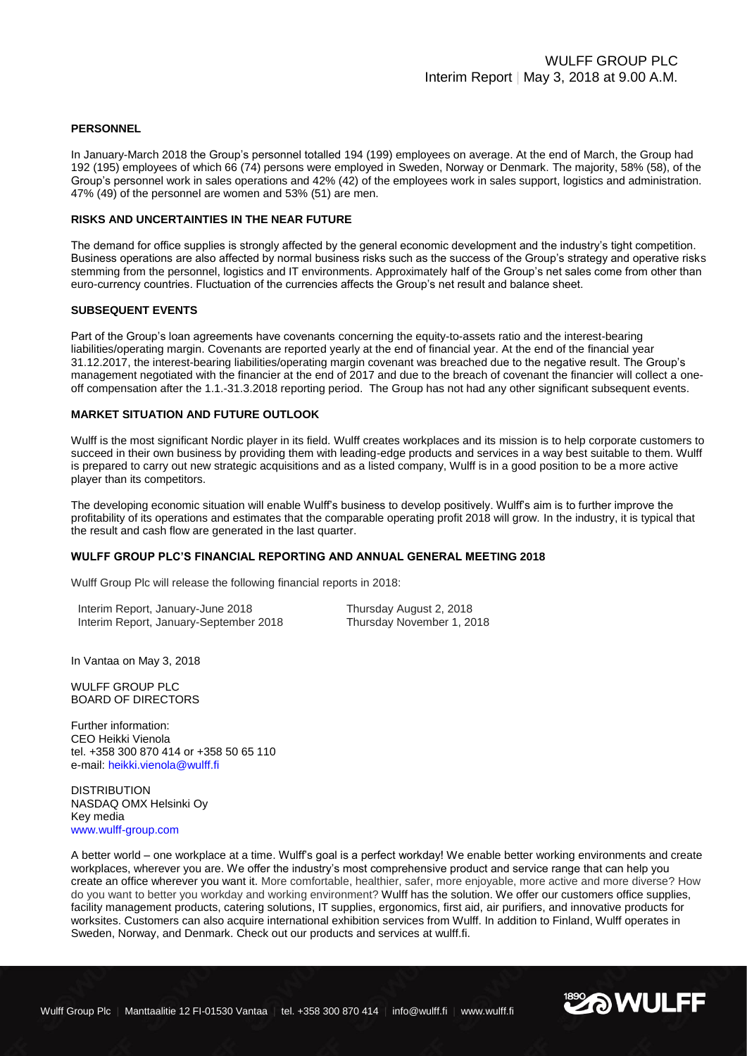## PERSONNEL

In January-March 2018 the Group's personnel totalled 194 (199) employees on average. At the end of March, the Group had 192 (195) employees of which 66 (74) persons were employed in Sweden, Norway or Denmark. The majority, 58% (58), of the Group's personnel work in sales operations and 42% (42) of the employees work in sales support, logistics and administration. 47% (49) of the personnel are women and 53% (51) are men.

## RISKS AND UNCERTAINTIES IN THE NEAR FUTURE

The demand for office supplies is strongly affected by the general economic development and the industry's tight competition. Business operations are also affected by normal business risks such as the success of the Group's strategy and operative risks stemming from the personnel, logistics and IT environments. Approximately half of the Group's net sales come from other than euro-currency countries. Fluctuation of the currencies affects the Group's net result and balance sheet.

## SUBSEQUENT EVENTS

Part of the Group's loan agreements have covenants concerning the equity-to-assets ratio and the interest-bearing liabilities/operating margin. Covenants are reported yearly at the end of financial year. At the end of the financial year 31.12.2017, the interest-bearing liabilities/operating margin covenant was breached due to the negative result. The Group's management negotiated with the financier at the end of 2017 and due to the breach of covenant the financier will collect a one-off compensation after the 1.1.-31.3.2018 reporting period. The Group has not had any other significant subsequent events.

## MARKET SITUATION AND FUTURE OUTLOOK

Wulff is the most significant Nordic player in its field. Wulff creates workplaces and its mission is to help corporate customers to succeed in their own business by providing them with leading-edge products and services in a way best suitable to them. Wulff is prepared to carry out new strategic acquisitions and as a listed company, Wulff is in a good position to be a more active player than its competitors.

The developing economic situation will enable Wulff's business to develop positively. Wulff's aim is to further improve the profitability of its operations and estimates that the comparable operating profit 2018 will grow. In the industry, it is typical that the result and cash flow are generated in the last quarter.

## WULFF GROUP PLC'S FINANCIAL REPORTING AND ANNUAL GENERAL MEETING 2018

Wulff Group Plc will release the following financial reports in 2018:

| | |
|---|---|
| Interim Report, January-June 2018 | Thursday August 2, 2018 |
| Interim Report, January-September 2018 | Thursday November 1, 2018 |

In Vantaa on May 3, 2018

WULFF GROUP PLC
BOARD OF DIRECTORS

Further information:
CEO Heikki Vienola
tel. +358 300 870 414 or +358 50 65 110
e-mail: heikki.vienola@wulff.fi

DISTRIBUTION
NASDAQ OMX Helsinki Oy
Key media
www.wulff-group.com

A better world – one workplace at a time. Wulff's goal is a perfect workday! We enable better working environments and create workplaces, wherever you are. We offer the industry's most comprehensive product and service range that can help you create an office wherever you want it. More comfortable, healthier, safer, more enjoyable, more active and more diverse? How do you want to better you workday and working environment? Wulff has the solution. We offer our customers office supplies, facility management products, catering solutions, IT supplies, ergonomics, first aid, air purifiers, and innovative products for worksites. Customers can also acquire international exhibition services from Wulff. In addition to Finland, Wulff operates in Sweden, Norway, and Denmark. Check out our products and services at wulff.fi.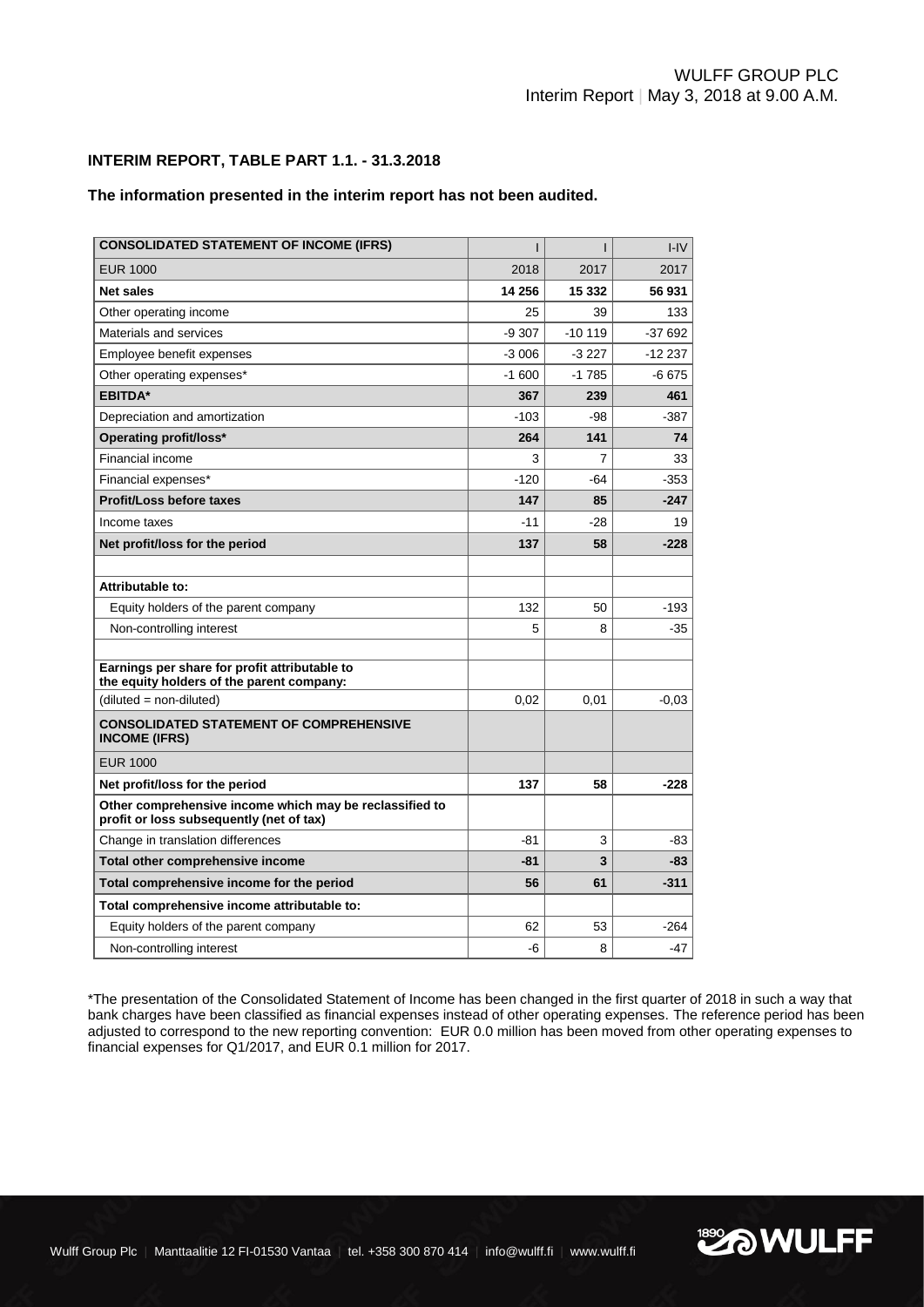## INTERIM REPORT, TABLE PART 1.1. - 31.3.2018

**The information presented in the interim report has not been audited.**

| CONSOLIDATED STATEMENT OF INCOME (IFRS) | I | I | I-IV |
|---|---|---|---|
| EUR 1000 | 2018 | 2017 | 2017 |
| **Net sales** | **14 256** | **15 332** | **56 931** |
| Other operating income | 25 | 39 | 133 |
| Materials and services | -9 307 | -10 119 | -37 692 |
| Employee benefit expenses | -3 006 | -3 227 | -12 237 |
| Other operating expenses* | -1 600 | -1 785 | -6 675 |
| **EBITDA*** | **367** | **239** | **461** |
| Depreciation and amortization | -103 | -98 | -387 |
| **Operating profit/loss*** | **264** | **141** | **74** |
| Financial income | 3 | 7 | 33 |
| Financial expenses* | -120 | -64 | -353 |
| **Profit/Loss before taxes** | **147** | **85** | **-247** |
| Income taxes | -11 | -28 | 19 |
| **Net profit/loss for the period** | **137** | **58** | **-228** |
| | | | |
| **Attributable to:** | | | |
| Equity holders of the parent company | 132 | 50 | -193 |
| Non-controlling interest | 5 | 8 | -35 |
| | | | |
| **Earnings per share for profit attributable to the equity holders of the parent company:** | | | |
| (diluted = non-diluted) | 0,02 | 0,01 | -0,03 |
| **CONSOLIDATED STATEMENT OF COMPREHENSIVE INCOME (IFRS)** | | | |
| EUR 1000 | | | |
| **Net profit/loss for the period** | **137** | **58** | **-228** |
| **Other comprehensive income which may be reclassified to profit or loss subsequently (net of tax)** | | | |
| Change in translation differences | -81 | 3 | -83 |
| **Total other comprehensive income** | **-81** | **3** | **-83** |
| **Total comprehensive income for the period** | **56** | **61** | **-311** |
| **Total comprehensive income attributable to:** | | | |
| Equity holders of the parent company | 62 | 53 | -264 |
| Non-controlling interest | -6 | 8 | -47 |

*The presentation of the Consolidated Statement of Income has been changed in the first quarter of 2018 in such a way that bank charges have been classified as financial expenses instead of other operating expenses. The reference period has been adjusted to correspond to the new reporting convention: EUR 0.0 million has been moved from other operating expenses to financial expenses for Q1/2017, and EUR 0.1 million for 2017.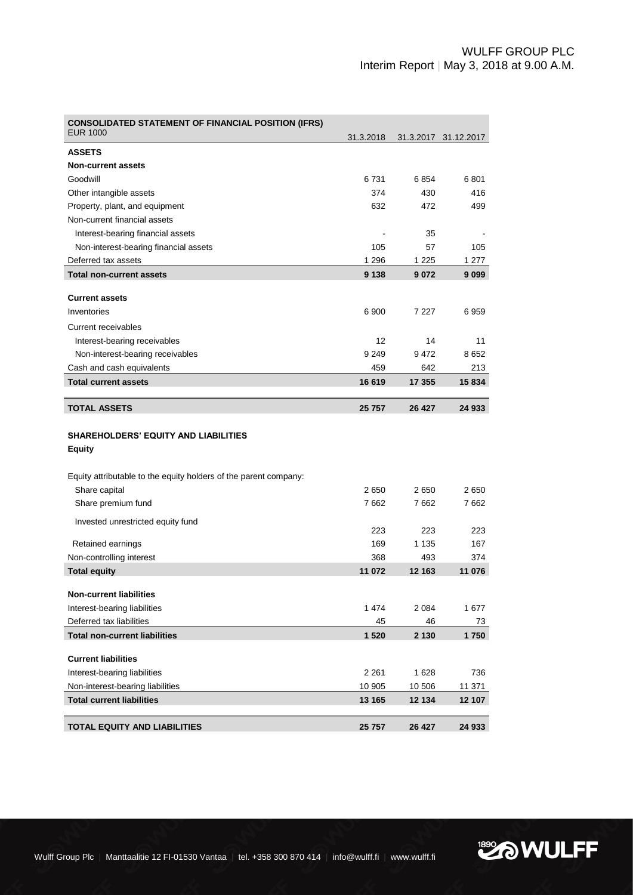| **CONSOLIDATED STATEMENT OF FINANCIAL POSITION (IFRS)**<br>EUR 1000 | 31.3.2018 | 31.3.2017 | 31.12.2017 |
|---|---|---|---|
| **ASSETS** | | | |
| **Non-current assets** | | | |
| Goodwill | 6 731 | 6 854 | 6 801 |
| Other intangible assets | 374 | 430 | 416 |
| Property, plant, and equipment | 632 | 472 | 499 |
| Non-current financial assets | | | |
| Interest-bearing financial assets | - | 35 | - |
| Non-interest-bearing financial assets | 105 | 57 | 105 |
| Deferred tax assets | 1 296 | 1 225 | 1 277 |
| **Total non-current assets** | **9 138** | **9 072** | **9 099** |
| | | | |
| **Current assets** | | | |
| Inventories | 6 900 | 7 227 | 6 959 |
| Current receivables | | | |
| Interest-bearing receivables | 12 | 14 | 11 |
| Non-interest-bearing receivables | 9 249 | 9 472 | 8 652 |
| Cash and cash equivalents | 459 | 642 | 213 |
| **Total current assets** | **16 619** | **17 355** | **15 834** |
| | | | |
| **TOTAL ASSETS** | **25 757** | **26 427** | **24 933** |
| | | | |
| **SHAREHOLDERS' EQUITY AND LIABILITIES** | | | |
| **Equity** | | | |
| | | | |
| Equity attributable to the equity holders of the parent company: | | | |
| Share capital | 2 650 | 2 650 | 2 650 |
| Share premium fund | 7 662 | 7 662 | 7 662 |
| Invested unrestricted equity fund | 223 | 223 | 223 |
| Retained earnings | 169 | 1 135 | 167 |
| Non-controlling interest | 368 | 493 | 374 |
| **Total equity** | **11 072** | **12 163** | **11 076** |
| | | | |
| **Non-current liabilities** | | | |
| Interest-bearing liabilities | 1 474 | 2 084 | 1 677 |
| Deferred tax liabilities | 45 | 46 | 73 |
| **Total non-current liabilities** | **1 520** | **2 130** | **1 750** |
| | | | |
| **Current liabilities** | | | |
| Interest-bearing liabilities | 2 261 | 1 628 | 736 |
| Non-interest-bearing liabilities | 10 905 | 10 506 | 11 371 |
| **Total current liabilities** | **13 165** | **12 134** | **12 107** |
| | | | |
| **TOTAL EQUITY AND LIABILITIES** | **25 757** | **26 427** | **24 933** |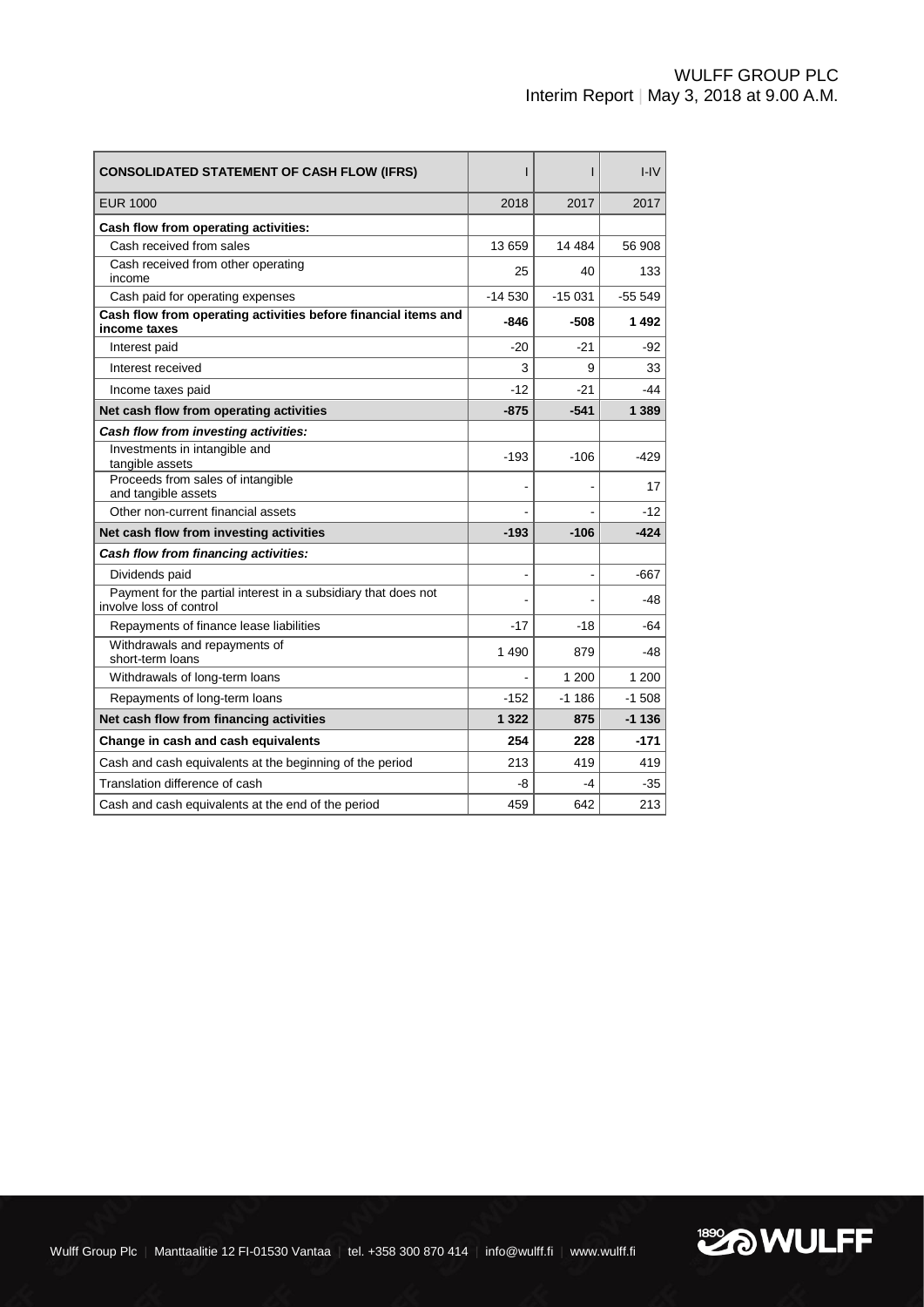| CONSOLIDATED STATEMENT OF CASH FLOW (IFRS) | I | I | I-IV |
|---|---|---|---|
| EUR 1000 | 2018 | 2017 | 2017 |
| **Cash flow from operating activities:** | | | |
| Cash received from sales | 13 659 | 14 484 | 56 908 |
| Cash received from other operating income | 25 | 40 | 133 |
| Cash paid for operating expenses | -14 530 | -15 031 | -55 549 |
| **Cash flow from operating activities before financial items and income taxes** | **-846** | **-508** | **1 492** |
| Interest paid | -20 | -21 | -92 |
| Interest received | 3 | 9 | 33 |
| Income taxes paid | -12 | -21 | -44 |
| **Net cash flow from operating activities** | **-875** | **-541** | **1 389** |
| ***Cash flow from investing activities:*** | | | |
| Investments in intangible and tangible assets | -193 | -106 | -429 |
| Proceeds from sales of intangible and tangible assets | - | - | 17 |
| Other non-current financial assets | - | - | -12 |
| **Net cash flow from investing activities** | **-193** | **-106** | **-424** |
| ***Cash flow from financing activities:*** | | | |
| Dividends paid | - | - | -667 |
| Payment for the partial interest in a subsidiary that does not involve loss of control | - | - | -48 |
| Repayments of finance lease liabilities | -17 | -18 | -64 |
| Withdrawals and repayments of short-term loans | 1 490 | 879 | -48 |
| Withdrawals of long-term loans | - | 1 200 | 1 200 |
| Repayments of long-term loans | -152 | -1 186 | -1 508 |
| **Net cash flow from financing activities** | **1 322** | **875** | **-1 136** |
| **Change in cash and cash equivalents** | **254** | **228** | **-171** |
| Cash and cash equivalents at the beginning of the period | 213 | 419 | 419 |
| Translation difference of cash | -8 | -4 | -35 |
| Cash and cash equivalents at the end of the period | 459 | 642 | 213 |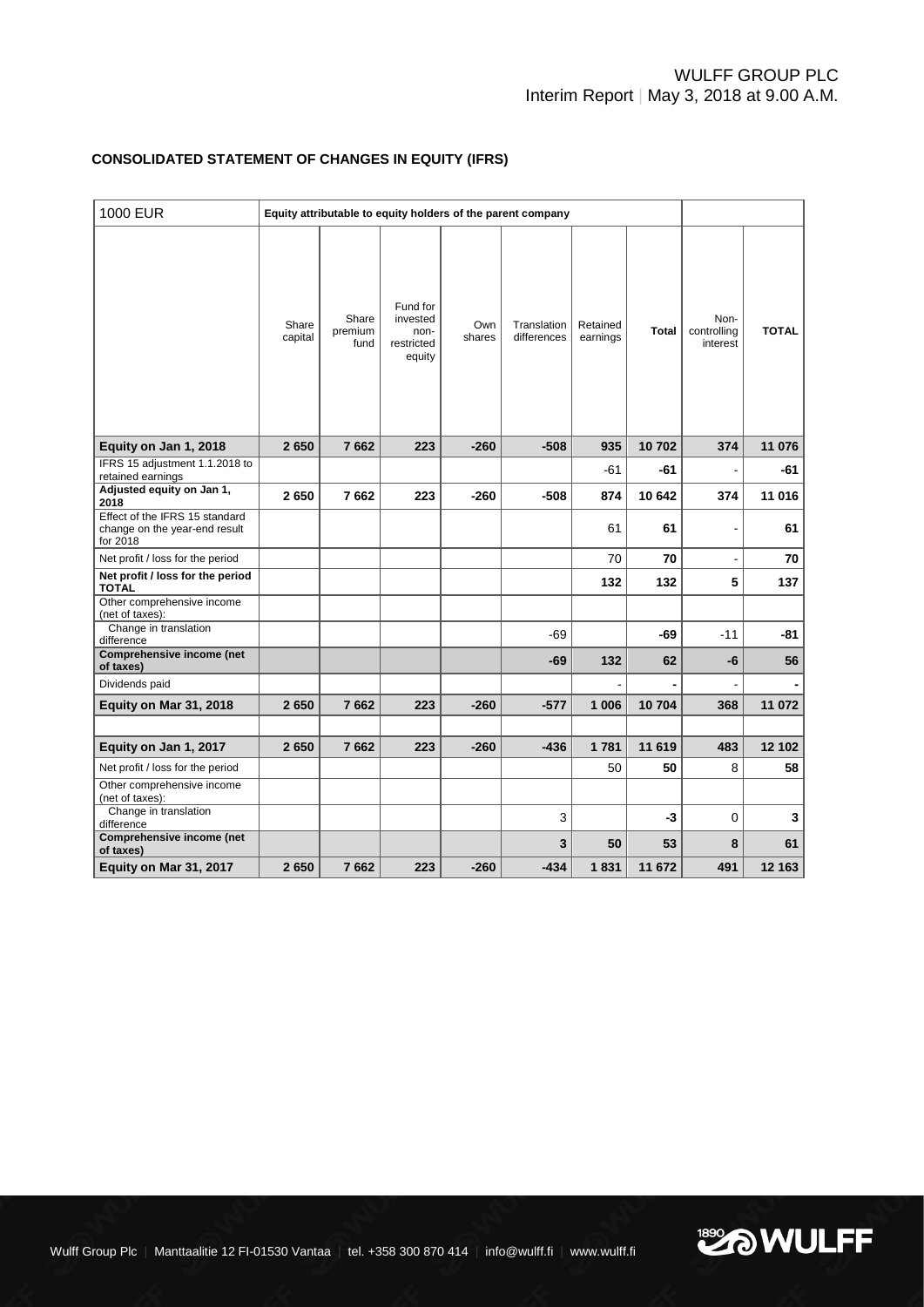## CONSOLIDATED STATEMENT OF CHANGES IN EQUITY (IFRS)

| 1000 EUR | Equity attributable to equity holders of the parent company | | | | | | | | |
|---|---|---|---|---|---|---|---|---|---|
| | Share capital | Share premium fund | Fund for invested non-restricted equity | Own shares | Translation differences | Retained earnings | **Total** | Non-controlling interest | **TOTAL** |
| **Equity on Jan 1, 2018** | **2 650** | **7 662** | **223** | **-260** | **-508** | **935** | **10 702** | **374** | **11 076** |
| IFRS 15 adjustment 1.1.2018 to retained earnings | | | | | | -61 | **-61** | - | **-61** |
| **Adjusted equity on Jan 1, 2018** | **2 650** | **7 662** | **223** | **-260** | **-508** | **874** | **10 642** | **374** | **11 016** |
| Effect of the IFRS 15 standard change on the year-end result for 2018 | | | | | | 61 | **61** | - | **61** |
| Net profit / loss for the period | | | | | | 70 | **70** | - | **70** |
| **Net profit / loss for the period TOTAL** | | | | | | **132** | **132** | **5** | **137** |
| Other comprehensive income (net of taxes): | | | | | | | | | |
| Change in translation difference | | | | | -69 | | **-69** | -11 | **-81** |
| **Comprehensive income (net of taxes)** | | | | | **-69** | **132** | **62** | **-6** | **56** |
| Dividends paid | | | | | | - | **-** | - | **-** |
| **Equity on Mar 31, 2018** | **2 650** | **7 662** | **223** | **-260** | **-577** | **1 006** | **10 704** | **368** | **11 072** |
| | | | | | | | | | |
| **Equity on Jan 1, 2017** | **2 650** | **7 662** | **223** | **-260** | **-436** | **1 781** | **11 619** | **483** | **12 102** |
| Net profit / loss for the period | | | | | | 50 | **50** | 8 | **58** |
| Other comprehensive income (net of taxes): | | | | | | | | | |
| Change in translation difference | | | | | 3 | | **-3** | 0 | **3** |
| **Comprehensive income (net of taxes)** | | | | | **3** | **50** | **53** | **8** | **61** |
| **Equity on Mar 31, 2017** | **2 650** | **7 662** | **223** | **-260** | **-434** | **1 831** | **11 672** | **491** | **12 163** |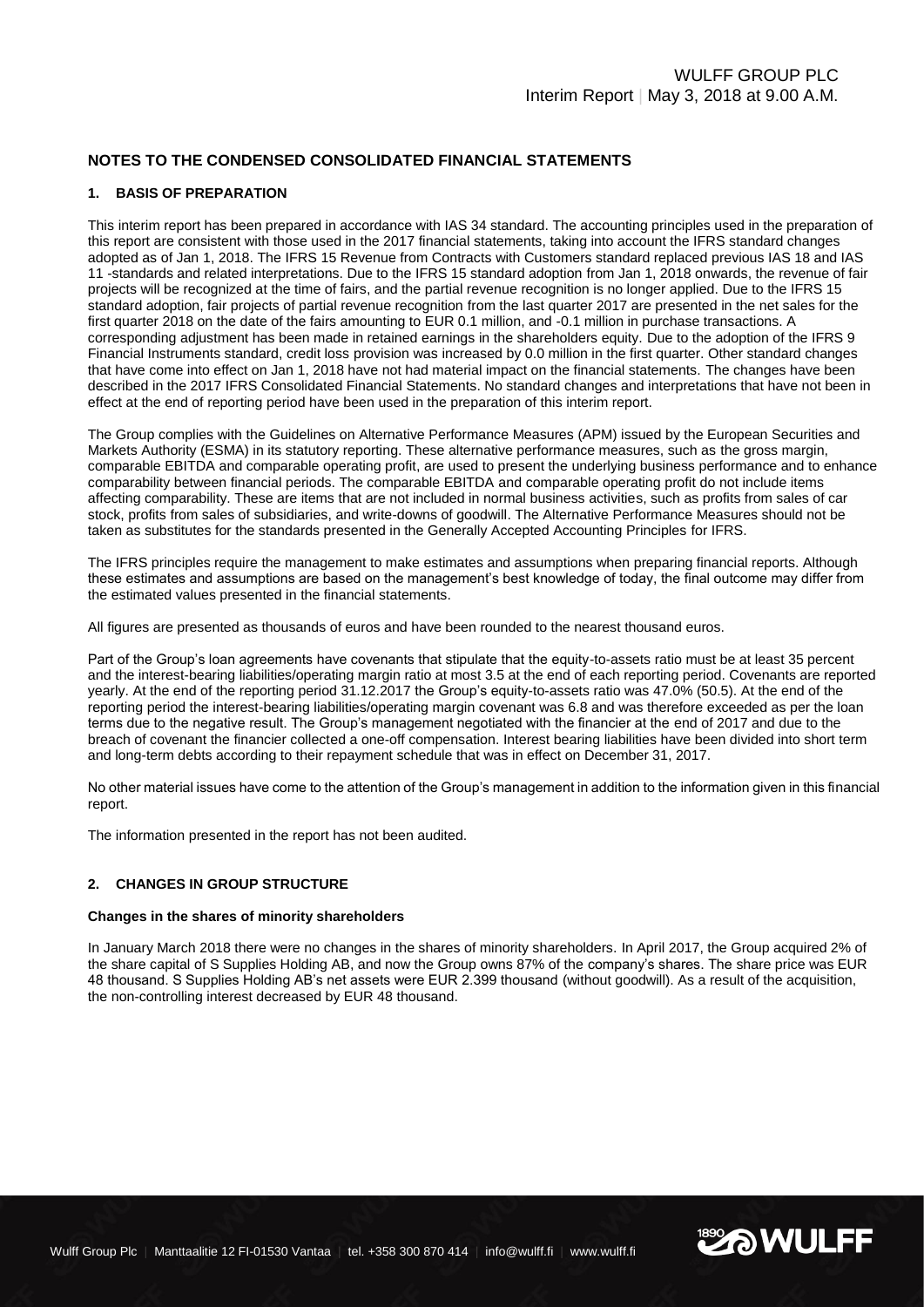## NOTES TO THE CONDENSED CONSOLIDATED FINANCIAL STATEMENTS

### 1. BASIS OF PREPARATION

This interim report has been prepared in accordance with IAS 34 standard. The accounting principles used in the preparation of this report are consistent with those used in the 2017 financial statements, taking into account the IFRS standard changes adopted as of Jan 1, 2018. The IFRS 15 Revenue from Contracts with Customers standard replaced previous IAS 18 and IAS 11 -standards and related interpretations. Due to the IFRS 15 standard adoption from Jan 1, 2018 onwards, the revenue of fair projects will be recognized at the time of fairs, and the partial revenue recognition is no longer applied. Due to the IFRS 15 standard adoption, fair projects of partial revenue recognition from the last quarter 2017 are presented in the net sales for the first quarter 2018 on the date of the fairs amounting to EUR 0.1 million, and -0.1 million in purchase transactions. A corresponding adjustment has been made in retained earnings in the shareholders equity. Due to the adoption of the IFRS 9 Financial Instruments standard, credit loss provision was increased by 0.0 million in the first quarter. Other standard changes that have come into effect on Jan 1, 2018 have not had material impact on the financial statements. The changes have been described in the 2017 IFRS Consolidated Financial Statements. No standard changes and interpretations that have not been in effect at the end of reporting period have been used in the preparation of this interim report.

The Group complies with the Guidelines on Alternative Performance Measures (APM) issued by the European Securities and Markets Authority (ESMA) in its statutory reporting. These alternative performance measures, such as the gross margin, comparable EBITDA and comparable operating profit, are used to present the underlying business performance and to enhance comparability between financial periods. The comparable EBITDA and comparable operating profit do not include items affecting comparability. These are items that are not included in normal business activities, such as profits from sales of car stock, profits from sales of subsidiaries, and write-downs of goodwill. The Alternative Performance Measures should not be taken as substitutes for the standards presented in the Generally Accepted Accounting Principles for IFRS.

The IFRS principles require the management to make estimates and assumptions when preparing financial reports. Although these estimates and assumptions are based on the management's best knowledge of today, the final outcome may differ from the estimated values presented in the financial statements.

All figures are presented as thousands of euros and have been rounded to the nearest thousand euros.

Part of the Group's loan agreements have covenants that stipulate that the equity-to-assets ratio must be at least 35 percent and the interest-bearing liabilities/operating margin ratio at most 3.5 at the end of each reporting period. Covenants are reported yearly. At the end of the reporting period 31.12.2017 the Group's equity-to-assets ratio was 47.0% (50.5). At the end of the reporting period the interest-bearing liabilities/operating margin covenant was 6.8 and was therefore exceeded as per the loan terms due to the negative result. The Group's management negotiated with the financier at the end of 2017 and due to the breach of covenant the financier collected a one-off compensation. Interest bearing liabilities have been divided into short term and long-term debts according to their repayment schedule that was in effect on December 31, 2017.

No other material issues have come to the attention of the Group's management in addition to the information given in this financial report.

The information presented in the report has not been audited.

### 2. CHANGES IN GROUP STRUCTURE

**Changes in the shares of minority shareholders**

In January March 2018 there were no changes in the shares of minority shareholders. In April 2017, the Group acquired 2% of the share capital of S Supplies Holding AB, and now the Group owns 87% of the company's shares. The share price was EUR 48 thousand. S Supplies Holding AB's net assets were EUR 2.399 thousand (without goodwill). As a result of the acquisition, the non-controlling interest decreased by EUR 48 thousand.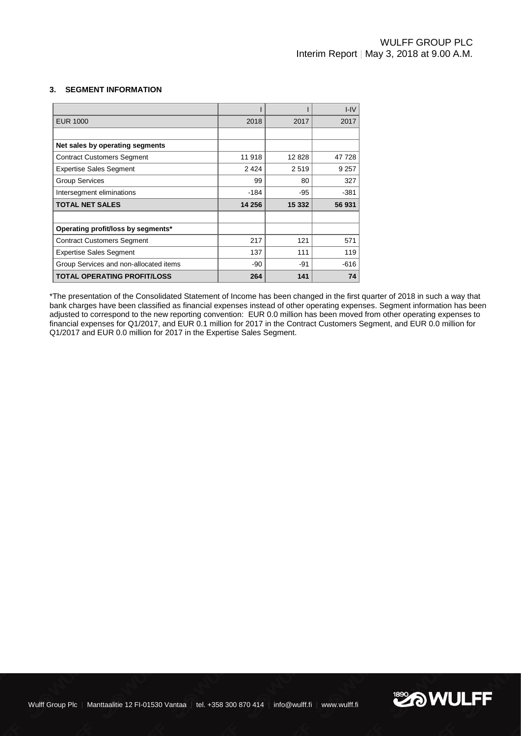### 3. SEGMENT INFORMATION

| | I | I | I-IV |
|---|---|---|---|
| EUR 1000 | 2018 | 2017 | 2017 |
| | | | |
| **Net sales by operating segments** | | | |
| Contract Customers Segment | 11 918 | 12 828 | 47 728 |
| Expertise Sales Segment | 2 424 | 2 519 | 9 257 |
| Group Services | 99 | 80 | 327 |
| Intersegment eliminations | -184 | -95 | -381 |
| **TOTAL NET SALES** | **14 256** | **15 332** | **56 931** |
| | | | |
| **Operating profit/loss by segments*** | | | |
| Contract Customers Segment | 217 | 121 | 571 |
| Expertise Sales Segment | 137 | 111 | 119 |
| Group Services and non-allocated items | -90 | -91 | -616 |
| **TOTAL OPERATING PROFIT/LOSS** | **264** | **141** | **74** |

*The presentation of the Consolidated Statement of Income has been changed in the first quarter of 2018 in such a way that bank charges have been classified as financial expenses instead of other operating expenses. Segment information has been adjusted to correspond to the new reporting convention: EUR 0.0 million has been moved from other operating expenses to financial expenses for Q1/2017, and EUR 0.1 million for 2017 in the Contract Customers Segment, and EUR 0.0 million for Q1/2017 and EUR 0.0 million for 2017 in the Expertise Sales Segment.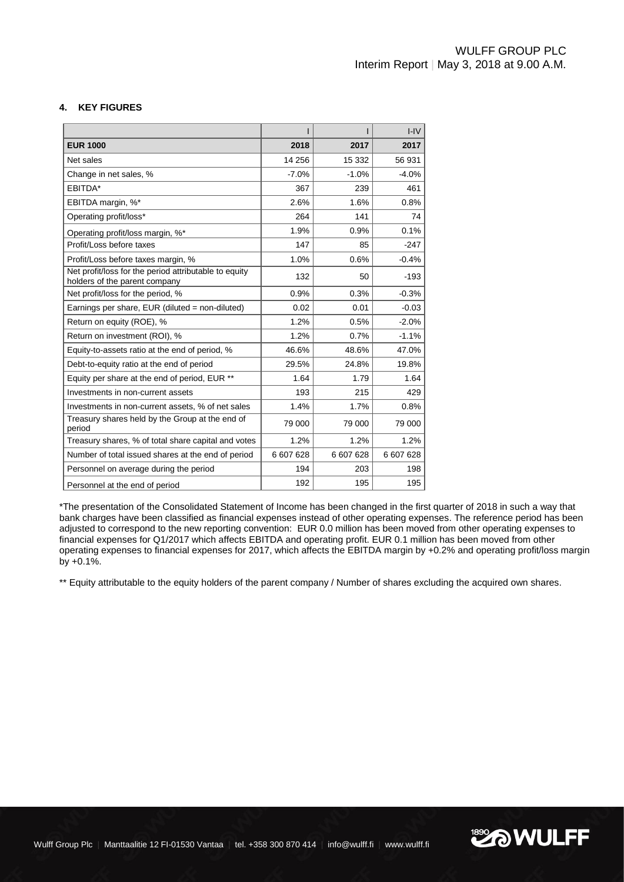#### 4. KEY FIGURES

| | I | I | I-IV |
|---|---|---|---|
| **EUR 1000** | **2018** | **2017** | **2017** |
| Net sales | 14 256 | 15 332 | 56 931 |
| Change in net sales, % | -7.0% | -1.0% | -4.0% |
| EBITDA* | 367 | 239 | 461 |
| EBITDA margin, %* | 2.6% | 1.6% | 0.8% |
| Operating profit/loss* | 264 | 141 | 74 |
| Operating profit/loss margin, %* | 1.9% | 0.9% | 0.1% |
| Profit/Loss before taxes | 147 | 85 | -247 |
| Profit/Loss before taxes margin, % | 1.0% | 0.6% | -0.4% |
| Net profit/loss for the period attributable to equity holders of the parent company | 132 | 50 | -193 |
| Net profit/loss for the period, % | 0.9% | 0.3% | -0.3% |
| Earnings per share, EUR (diluted = non-diluted) | 0.02 | 0.01 | -0.03 |
| Return on equity (ROE), % | 1.2% | 0.5% | -2.0% |
| Return on investment (ROI), % | 1.2% | 0.7% | -1.1% |
| Equity-to-assets ratio at the end of period, % | 46.6% | 48.6% | 47.0% |
| Debt-to-equity ratio at the end of period | 29.5% | 24.8% | 19.8% |
| Equity per share at the end of period, EUR ** | 1.64 | 1.79 | 1.64 |
| Investments in non-current assets | 193 | 215 | 429 |
| Investments in non-current assets, % of net sales | 1.4% | 1.7% | 0.8% |
| Treasury shares held by the Group at the end of period | 79 000 | 79 000 | 79 000 |
| Treasury shares, % of total share capital and votes | 1.2% | 1.2% | 1.2% |
| Number of total issued shares at the end of period | 6 607 628 | 6 607 628 | 6 607 628 |
| Personnel on average during the period | 194 | 203 | 198 |
| Personnel at the end of period | 192 | 195 | 195 |

*The presentation of the Consolidated Statement of Income has been changed in the first quarter of 2018 in such a way that bank charges have been classified as financial expenses instead of other operating expenses. The reference period has been adjusted to correspond to the new reporting convention: EUR 0.0 million has been moved from other operating expenses to financial expenses for Q1/2017 which affects EBITDA and operating profit. EUR 0.1 million has been moved from other operating expenses to financial expenses for 2017, which affects the EBITDA margin by +0.2% and operating profit/loss margin by +0.1%.

** Equity attributable to the equity holders of the parent company / Number of shares excluding the acquired own shares.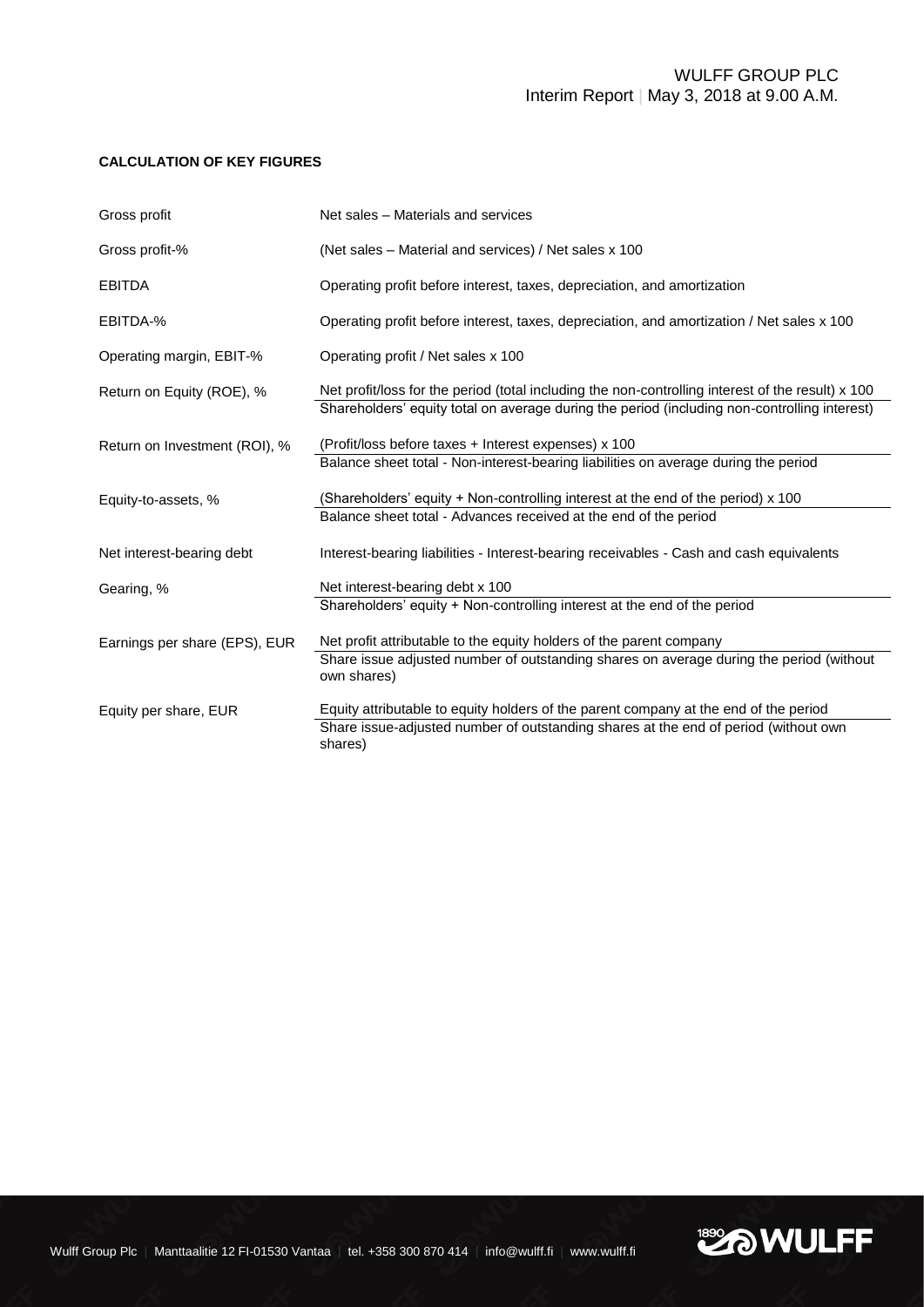**CALCULATION OF KEY FIGURES**

| | |
|---|---|
| Gross profit | Net sales – Materials and services |
| Gross profit-% | (Net sales – Material and services) / Net sales x 100 |
| EBITDA | Operating profit before interest, taxes, depreciation, and amortization |
| EBITDA-% | Operating profit before interest, taxes, depreciation, and amortization / Net sales x 100 |
| Operating margin, EBIT-% | Operating profit / Net sales x 100 |
| Return on Equity (ROE), % | Net profit/loss for the period (total including the non-controlling interest of the result) x 100 / Shareholders' equity total on average during the period (including non-controlling interest) |
| Return on Investment (ROI), % | (Profit/loss before taxes + Interest expenses) x 100 / Balance sheet total - Non-interest-bearing liabilities on average during the period |
| Equity-to-assets, % | (Shareholders' equity + Non-controlling interest at the end of the period) x 100 / Balance sheet total - Advances received at the end of the period |
| Net interest-bearing debt | Interest-bearing liabilities - Interest-bearing receivables - Cash and cash equivalents |
| Gearing, % | Net interest-bearing debt x 100 / Shareholders' equity + Non-controlling interest at the end of the period |
| Earnings per share (EPS), EUR | Net profit attributable to the equity holders of the parent company / Share issue adjusted number of outstanding shares on average during the period (without own shares) |
| Equity per share, EUR | Equity attributable to equity holders of the parent company at the end of the period / Share issue-adjusted number of outstanding shares at the end of period (without own shares) |